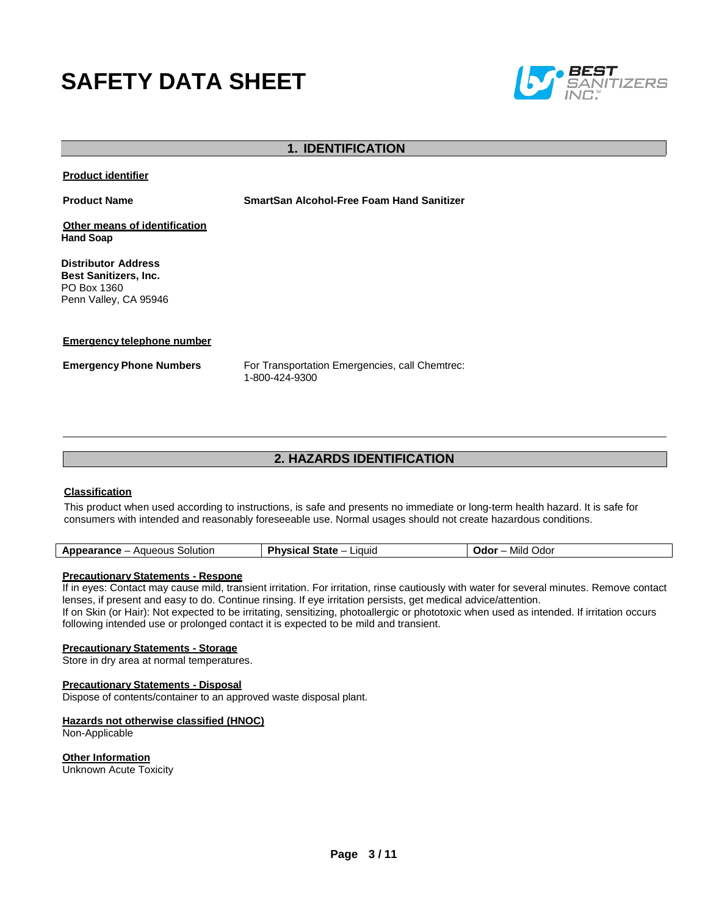# SAFETY DATA SHEET

## 1. IDENTIFICATION

**Product identifier**

**Product Name** **SmartSan Alcohol-Free Foam Hand Sanitizer**

**Other means of identification**
**Hand Soap**

**Distributor Address**
**Best Sanitizers, Inc.**
PO Box 1360
Penn Valley, CA 95946

**Emergency telephone number**

**Emergency Phone Numbers** For Transportation Emergencies, call Chemtrec: 1-800-424-9300

## 2. HAZARDS IDENTIFICATION

**Classification**

This product when used according to instructions, is safe and presents no immediate or long-term health hazard. It is safe for consumers with intended and reasonably foreseeable use. Normal usages should not create hazardous conditions.

| **Appearance** – Aqueous Solution | **Physical State** – Liquid | **Odor** – Mild Odor |
|---|---|---|

**Precautionary Statements - Respone**
If in eyes: Contact may cause mild, transient irritation. For irritation, rinse cautiously with water for several minutes. Remove contact lenses, if present and easy to do. Continue rinsing. If eye irritation persists, get medical advice/attention.
If on Skin (or Hair): Not expected to be irritating, sensitizing, photoallergic or phototoxic when used as intended. If irritation occurs following intended use or prolonged contact it is expected to be mild and transient.

**Precautionary Statements - Storage**
Store in dry area at normal temperatures.

**Precautionary Statements - Disposal**
Dispose of contents/container to an approved waste disposal plant.

**Hazards not otherwise classified (HNOC)**
Non-Applicable

**Other Information**
Unknown Acute Toxicity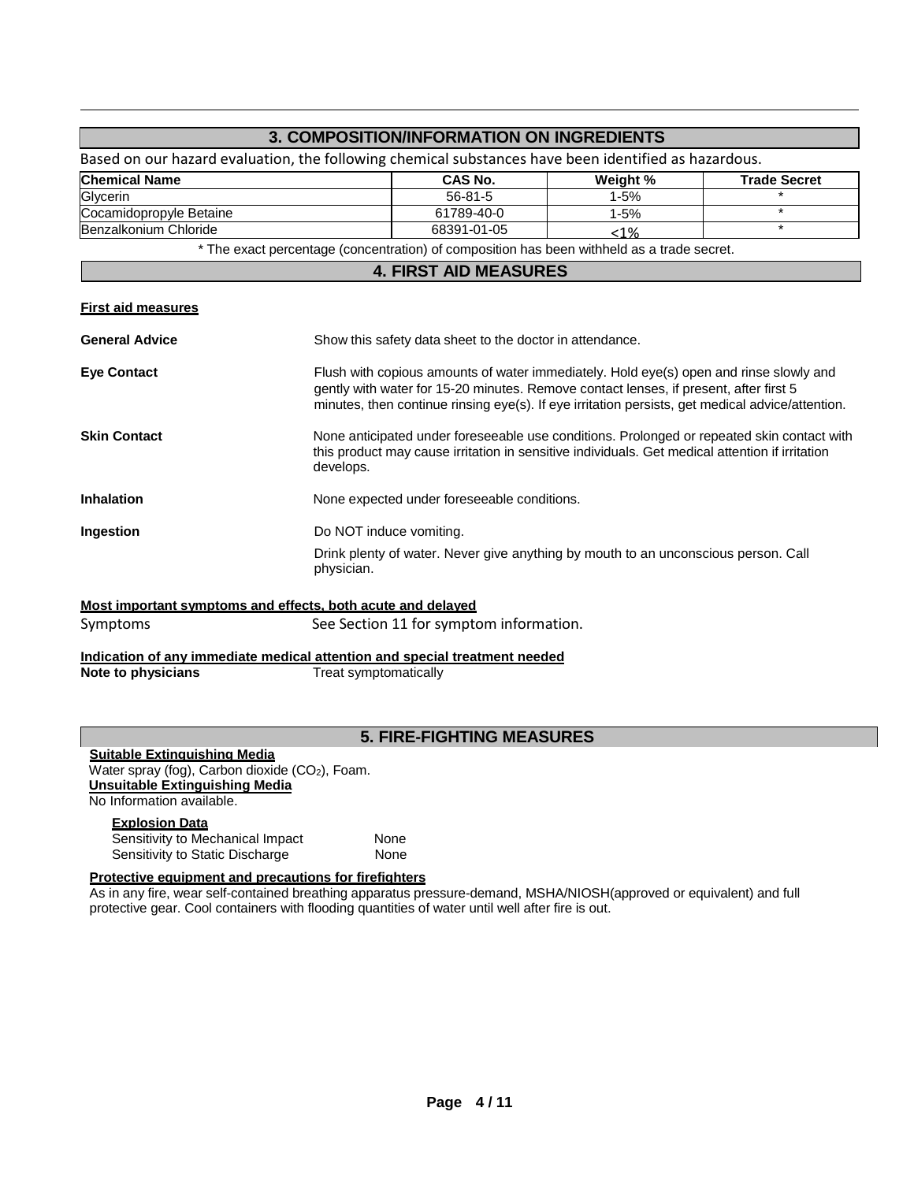## 3. COMPOSITION/INFORMATION ON INGREDIENTS

Based on our hazard evaluation, the following chemical substances have been identified as hazardous.

| Chemical Name | CAS No. | Weight % | Trade Secret |
|---|---|---|---|
| Glycerin | 56-81-5 | 1-5% | * |
| Cocamidopropyle Betaine | 61789-40-0 | 1-5% | * |
| Benzalkonium Chloride | 68391-01-05 | <1% | * |

* The exact percentage (concentration) of composition has been withheld as a trade secret.

## 4. FIRST AID MEASURES

**First aid measures**

**General Advice** Show this safety data sheet to the doctor in attendance.

**Eye Contact** Flush with copious amounts of water immediately. Hold eye(s) open and rinse slowly and gently with water for 15-20 minutes. Remove contact lenses, if present, after first 5 minutes, then continue rinsing eye(s). If eye irritation persists, get medical advice/attention.

**Skin Contact** None anticipated under foreseeable use conditions. Prolonged or repeated skin contact with this product may cause irritation in sensitive individuals. Get medical attention if irritation develops.

**Inhalation** None expected under foreseeable conditions.

**Ingestion** Do NOT induce vomiting.

Drink plenty of water. Never give anything by mouth to an unconscious person. Call physician.

**Most important symptoms and effects, both acute and delayed**

Symptoms See Section 11 for symptom information.

**Indication of any immediate medical attention and special treatment needed**

**Note to physicians** Treat symptomatically

## 5. FIRE-FIGHTING MEASURES

**Suitable Extinguishing Media**

Water spray (fog), Carbon dioxide ($CO_2$), Foam.

**Unsuitable Extinguishing Media**

No Information available.

**Explosion Data**

Sensitivity to Mechanical Impact None

Sensitivity to Static Discharge None

**Protective equipment and precautions for firefighters**

As in any fire, wear self-contained breathing apparatus pressure-demand, MSHA/NIOSH(approved or equivalent) and full protective gear. Cool containers with flooding quantities of water until well after fire is out.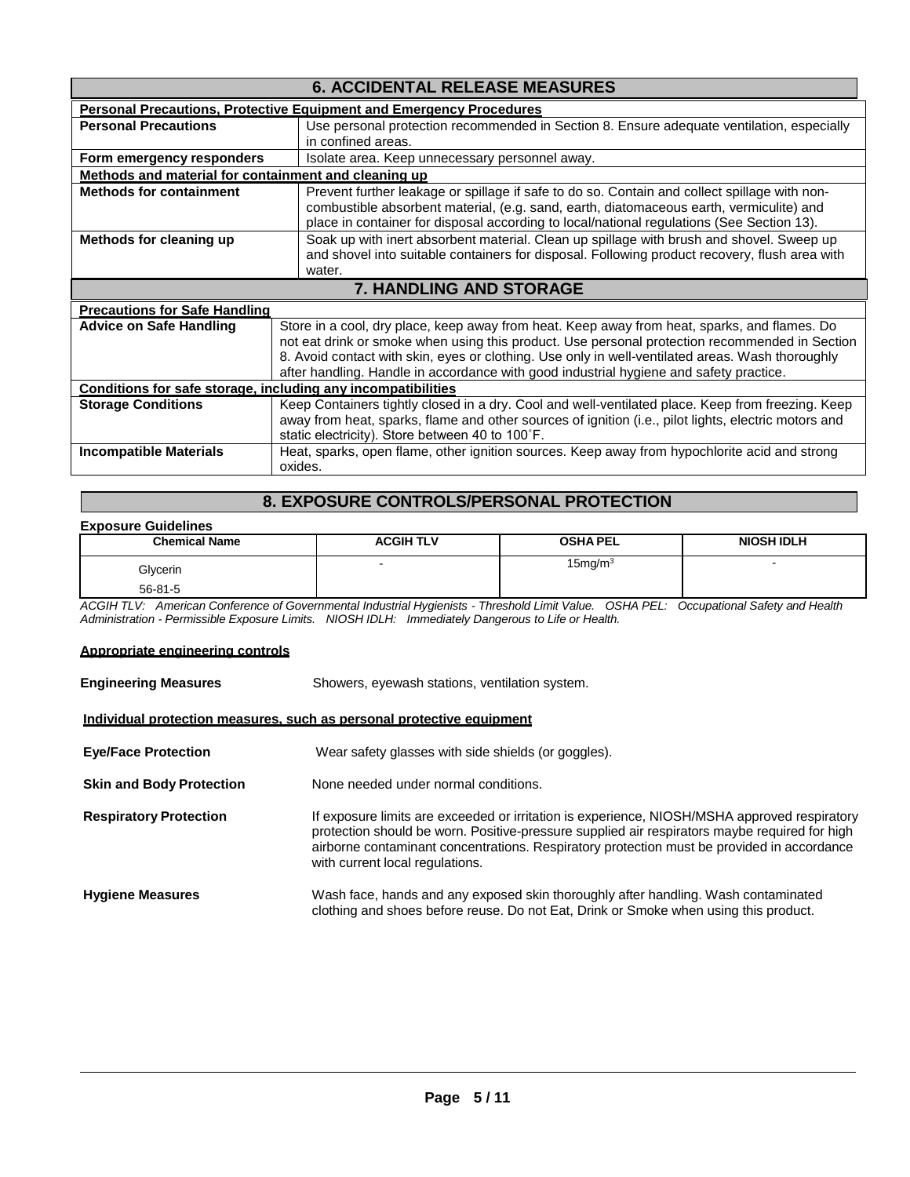## 6. ACCIDENTAL RELEASE MEASURES

**Personal Precautions, Protective Equipment and Emergency Procedures**

| | |
|---|---|
| **Personal Precautions** | Use personal protection recommended in Section 8. Ensure adequate ventilation, especially in confined areas. |
| **Form emergency responders** | Isolate area. Keep unnecessary personnel away. |

**Methods and material for containment and cleaning up**

| | |
|---|---|
| **Methods for containment** | Prevent further leakage or spillage if safe to do so. Contain and collect spillage with non-combustible absorbent material, (e.g. sand, earth, diatomaceous earth, vermiculite) and place in container for disposal according to local/national regulations (See Section 13). |
| **Methods for cleaning up** | Soak up with inert absorbent material. Clean up spillage with brush and shovel. Sweep up and shovel into suitable containers for disposal. Following product recovery, flush area with water. |

## 7. HANDLING AND STORAGE

**Precautions for Safe Handling**

| | |
|---|---|
| **Advice on Safe Handling** | Store in a cool, dry place, keep away from heat. Keep away from heat, sparks, and flames. Do not eat drink or smoke when using this product. Use personal protection recommended in Section 8. Avoid contact with skin, eyes or clothing. Use only in well-ventilated areas. Wash thoroughly after handling. Handle in accordance with good industrial hygiene and safety practice. |

**Conditions for safe storage, including any incompatibilities**

| | |
|---|---|
| **Storage Conditions** | Keep Containers tightly closed in a dry. Cool and well-ventilated place. Keep from freezing. Keep away from heat, sparks, flame and other sources of ignition (i.e., pilot lights, electric motors and static electricity). Store between 40 to 100˚F. |
| **Incompatible Materials** | Heat, sparks, open flame, other ignition sources. Keep away from hypochlorite acid and strong oxides. |

## 8. EXPOSURE CONTROLS/PERSONAL PROTECTION

**Exposure Guidelines**

| Chemical Name | ACGIH TLV | OSHA PEL | NIOSH IDLH |
|---|---|---|---|
| Glycerin<br>56-81-5 | - | 15mg/m$^3$ | - |

*ACGIH TLV: American Conference of Governmental Industrial Hygienists - Threshold Limit Value. OSHA PEL: Occupational Safety and Health Administration - Permissible Exposure Limits. NIOSH IDLH: Immediately Dangerous to Life or Health.*

**Appropriate engineering controls**

**Engineering Measures** Showers, eyewash stations, ventilation system.

**Individual protection measures, such as personal protective equipment**

**Eye/Face Protection** Wear safety glasses with side shields (or goggles).

**Skin and Body Protection** None needed under normal conditions.

**Respiratory Protection** If exposure limits are exceeded or irritation is experience, NIOSH/MSHA approved respiratory protection should be worn. Positive-pressure supplied air respirators maybe required for high airborne contaminant concentrations. Respiratory protection must be provided in accordance with current local regulations.

**Hygiene Measures** Wash face, hands and any exposed skin thoroughly after handling. Wash contaminated clothing and shoes before reuse. Do not Eat, Drink or Smoke when using this product.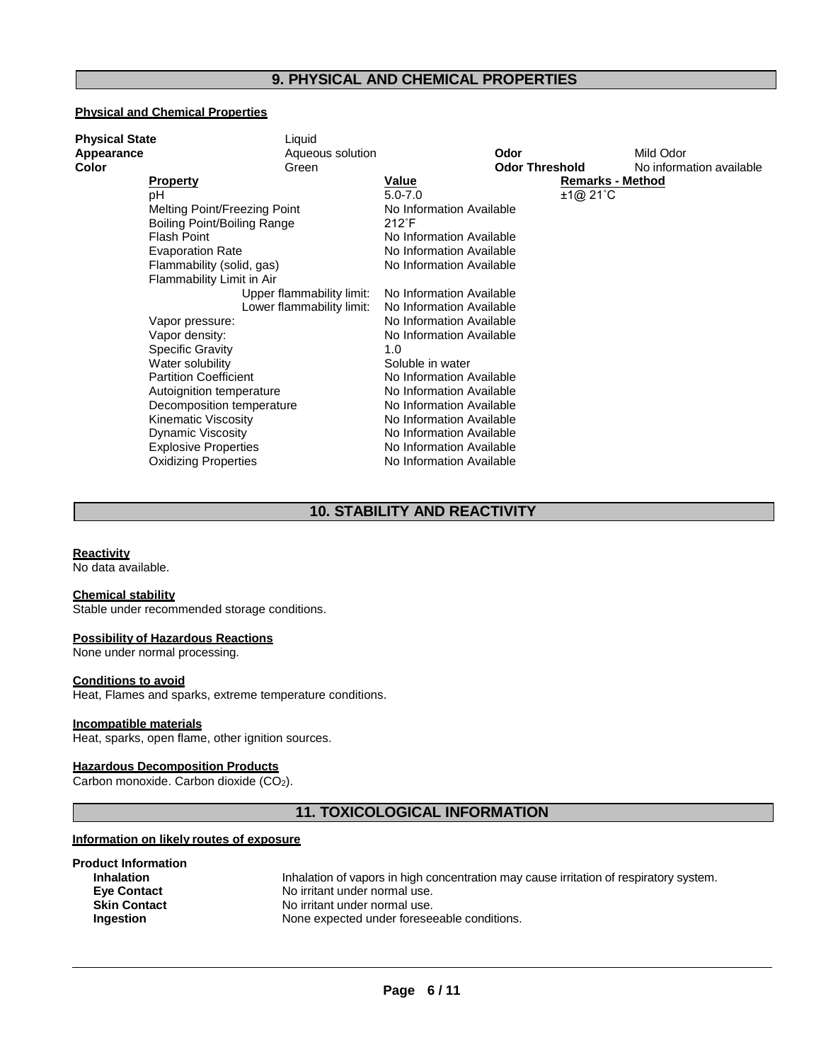## 9. PHYSICAL AND CHEMICAL PROPERTIES

**Physical and Chemical Properties**

| | | | |
|---|---|---|---|
| **Physical State** | Liquid | | |
| **Appearance** | Aqueous solution | **Odor** | Mild Odor |
| **Color** | Green | **Odor Threshold** | No information available |

| Property | Value | Remarks - Method |
|---|---|---|
| pH | 5.0-7.0 | ±1@ 21˚C |
| Melting Point/Freezing Point | No Information Available | |
| Boiling Point/Boiling Range | 212˚F | |
| Flash Point | No Information Available | |
| Evaporation Rate | No Information Available | |
| Flammability (solid, gas) | No Information Available | |
| Flammability Limit in Air | | |
| Upper flammability limit: | No Information Available | |
| Lower flammability limit: | No Information Available | |
| Vapor pressure: | No Information Available | |
| Vapor density: | No Information Available | |
| Specific Gravity | 1.0 | |
| Water solubility | Soluble in water | |
| Partition Coefficient | No Information Available | |
| Autoignition temperature | No Information Available | |
| Decomposition temperature | No Information Available | |
| Kinematic Viscosity | No Information Available | |
| Dynamic Viscosity | No Information Available | |
| Explosive Properties | No Information Available | |
| Oxidizing Properties | No Information Available | |

## 10. STABILITY AND REACTIVITY

**Reactivity**
No data available.

**Chemical stability**
Stable under recommended storage conditions.

**Possibility of Hazardous Reactions**
None under normal processing.

**Conditions to avoid**
Heat, Flames and sparks, extreme temperature conditions.

**Incompatible materials**
Heat, sparks, open flame, other ignition sources.

**Hazardous Decomposition Products**
Carbon monoxide. Carbon dioxide ($CO_2$).

## 11. TOXICOLOGICAL INFORMATION

**Information on likely routes of exposure**

**Product Information**

| | |
|---|---|
| **Inhalation** | Inhalation of vapors in high concentration may cause irritation of respiratory system. |
| **Eye Contact** | No irritant under normal use. |
| **Skin Contact** | No irritant under normal use. |
| **Ingestion** | None expected under foreseeable conditions. |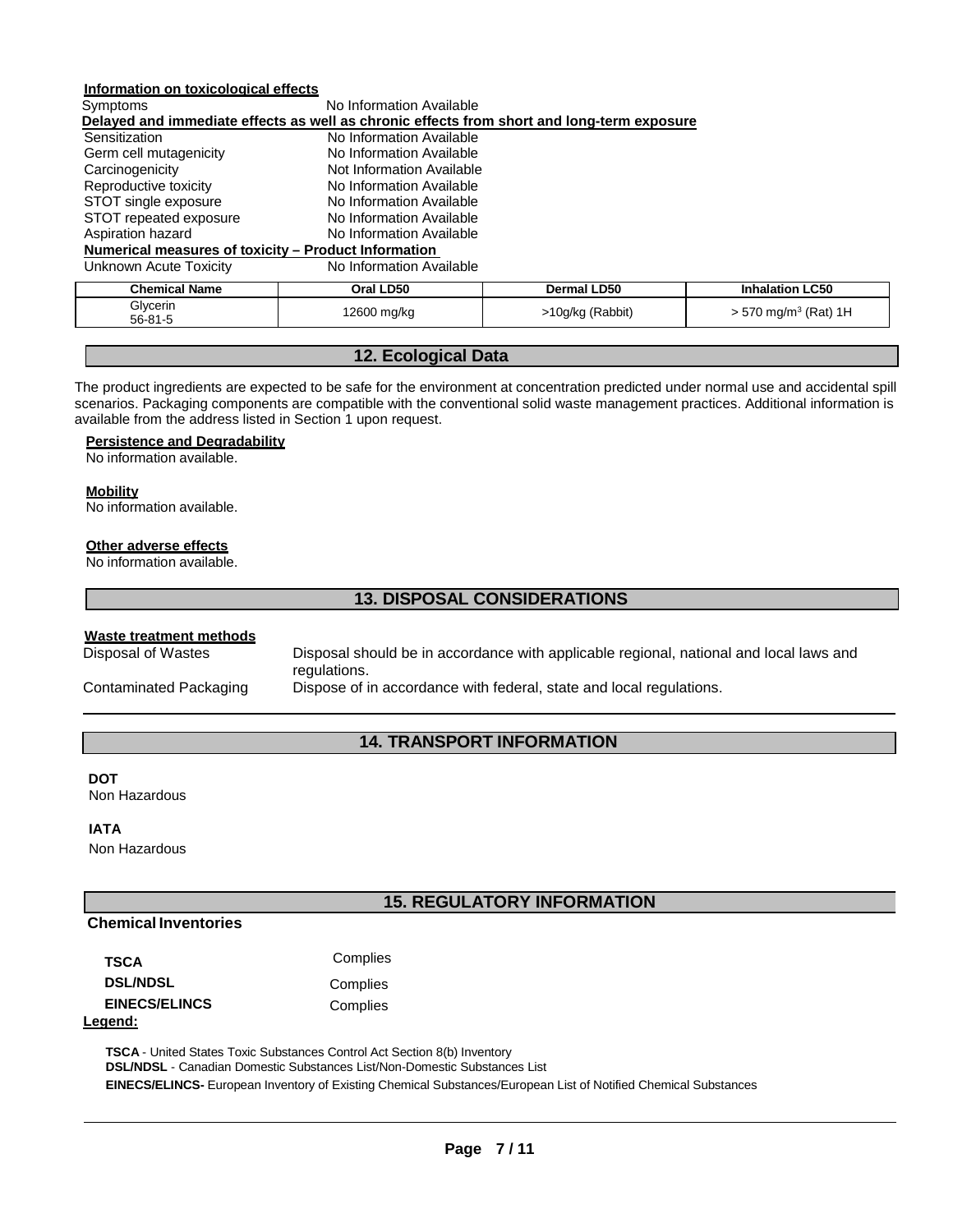**Information on toxicological effects**

| | |
|---|---|
| Symptoms | No Information Available |

**Delayed and immediate effects as well as chronic effects from short and long-term exposure**

| | |
|---|---|
| Sensitization | No Information Available |
| Germ cell mutagenicity | No Information Available |
| Carcinogenicity | Not Information Available |
| Reproductive toxicity | No Information Available |
| STOT single exposure | No Information Available |
| STOT repeated exposure | No Information Available |
| Aspiration hazard | No Information Available |

**Numerical measures of toxicity – Product Information**

| | |
|---|---|
| Unknown Acute Toxicity | No Information Available |

| Chemical Name | Oral LD50 | Dermal LD50 | Inhalation LC50 |
|---|---|---|---|
| Glycerin 56-81-5 | 12600 mg/kg | >10g/kg (Rabbit) | > 570 mg/m$^3$ (Rat) 1H |

## 12. Ecological Data

The product ingredients are expected to be safe for the environment at concentration predicted under normal use and accidental spill scenarios. Packaging components are compatible with the conventional solid waste management practices. Additional information is available from the address listed in Section 1 upon request.

**Persistence and Degradability**

No information available.

**Mobility**

No information available.

**Other adverse effects**

No information available.

## 13. DISPOSAL CONSIDERATIONS

**Waste treatment methods**

| | |
|---|---|
| Disposal of Wastes | Disposal should be in accordance with applicable regional, national and local laws and regulations. |
| Contaminated Packaging | Dispose of in accordance with federal, state and local regulations. |

## 14. TRANSPORT INFORMATION

**DOT**

Non Hazardous

**IATA**

Non Hazardous

## 15. REGULATORY INFORMATION

**Chemical Inventories**

| | |
|---|---|
| **TSCA** | Complies |
| **DSL/NDSL** | Complies |
| **EINECS/ELINCS** | Complies |

**Legend:**

**TSCA** - United States Toxic Substances Control Act Section 8(b) Inventory
**DSL/NDSL** - Canadian Domestic Substances List/Non-Domestic Substances List
**EINECS/ELINCS-** European Inventory of Existing Chemical Substances/European List of Notified Chemical Substances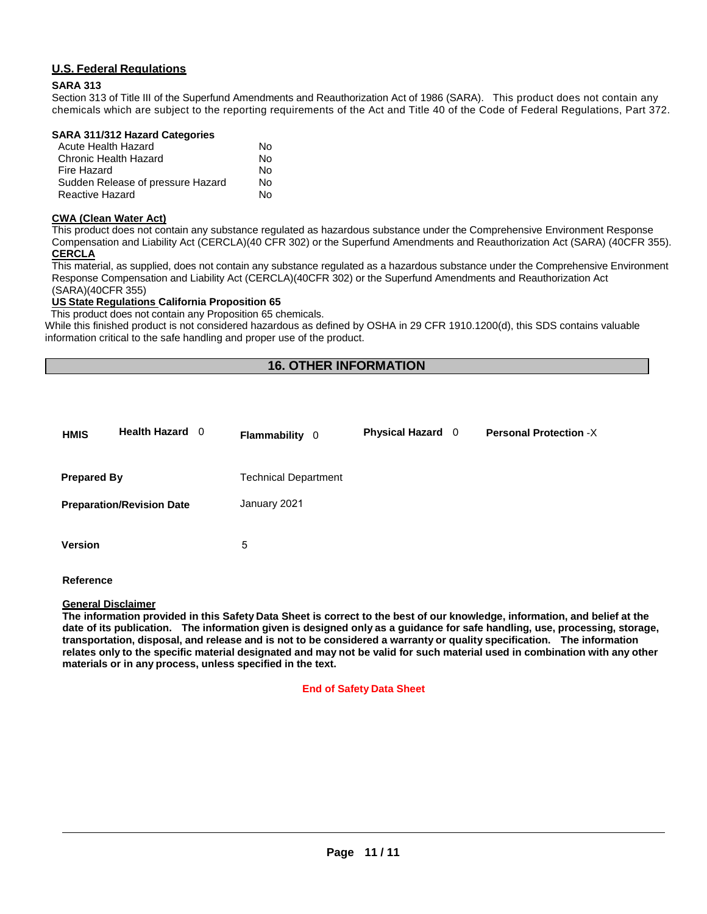## U.S. Federal Regulations

**SARA 313**

Section 313 of Title III of the Superfund Amendments and Reauthorization Act of 1986 (SARA). This product does not contain any chemicals which are subject to the reporting requirements of the Act and Title 40 of the Code of Federal Regulations, Part 372.

**SARA 311/312 Hazard Categories**

| | |
|---|---|
| Acute Health Hazard | No |
| Chronic Health Hazard | No |
| Fire Hazard | No |
| Sudden Release of pressure Hazard | No |
| Reactive Hazard | No |

**CWA (Clean Water Act)**

This product does not contain any substance regulated as hazardous substance under the Comprehensive Environment Response Compensation and Liability Act (CERCLA)(40 CFR 302) or the Superfund Amendments and Reauthorization Act (SARA) (40CFR 355).

**CERCLA**

This material, as supplied, does not contain any substance regulated as a hazardous substance under the Comprehensive Environment Response Compensation and Liability Act (CERCLA)(40CFR 302) or the Superfund Amendments and Reauthorization Act (SARA)(40CFR 355)

**US State Regulations California Proposition 65**

This product does not contain any Proposition 65 chemicals.

While this finished product is not considered hazardous as defined by OSHA in 29 CFR 1910.1200(d), this SDS contains valuable information critical to the safe handling and proper use of the product.

## 16. OTHER INFORMATION

**HMIS** **Health Hazard** 0 **Flammability** 0 **Physical Hazard** 0 **Personal Protection** -X

**Prepared By** Technical Department

**Preparation/Revision Date** January 2021

**Version** 5

**Reference**

**General Disclaimer**

**The information provided in this Safety Data Sheet is correct to the best of our knowledge, information, and belief at the date of its publication. The information given is designed only as a guidance for safe handling, use, processing, storage, transportation, disposal, and release and is not to be considered a warranty or quality specification. The information relates only to the specific material designated and may not be valid for such material used in combination with any other materials or in any process, unless specified in the text.**

**End of Safety Data Sheet**